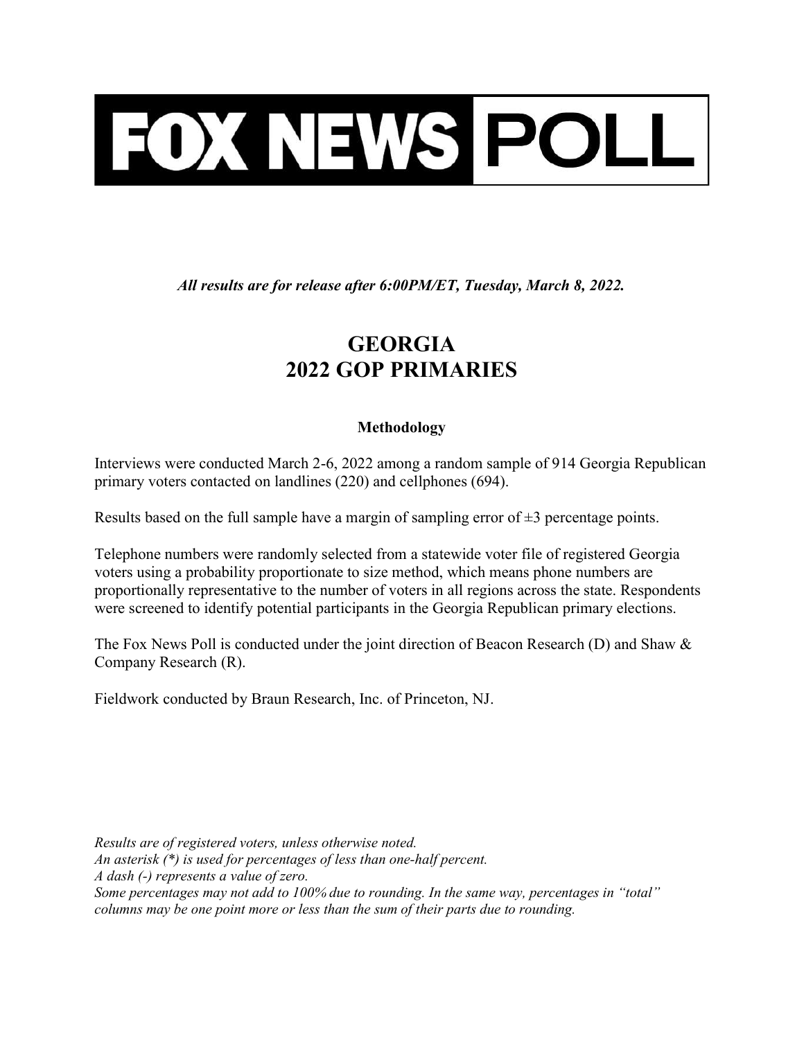# FOX NEWS POLL

***All results are for release after 6:00PM/ET, Tuesday, March 8, 2022.***

## GEORGIA
## 2022 GOP PRIMARIES

### Methodology

Interviews were conducted March 2-6, 2022 among a random sample of 914 Georgia Republican primary voters contacted on landlines (220) and cellphones (694).

Results based on the full sample have a margin of sampling error of ±3 percentage points.

Telephone numbers were randomly selected from a statewide voter file of registered Georgia voters using a probability proportionate to size method, which means phone numbers are proportionally representative to the number of voters in all regions across the state. Respondents were screened to identify potential participants in the Georgia Republican primary elections.

The Fox News Poll is conducted under the joint direction of Beacon Research (D) and Shaw & Company Research (R).

Fieldwork conducted by Braun Research, Inc. of Princeton, NJ.

*Results are of registered voters, unless otherwise noted.*
*An asterisk (*) is used for percentages of less than one-half percent.*
*A dash (-) represents a value of zero.*
*Some percentages may not add to 100% due to rounding. In the same way, percentages in "total" columns may be one point more or less than the sum of their parts due to rounding.*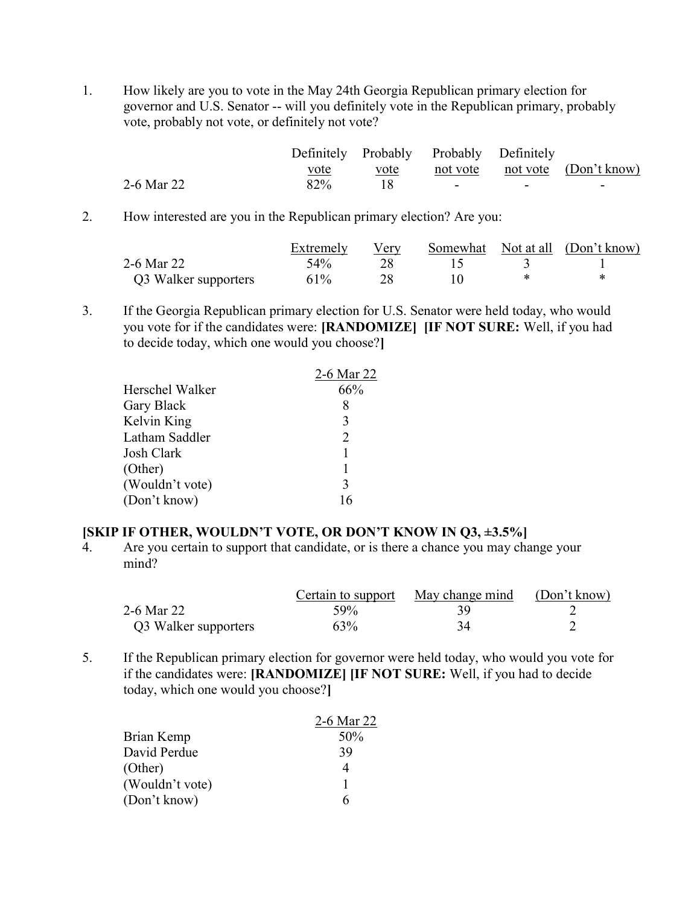1. How likely are you to vote in the May 24th Georgia Republican primary election for governor and U.S. Senator -- will you definitely vote in the Republican primary, probably vote, probably not vote, or definitely not vote?

| | Definitely vote | Probably vote | Probably not vote | Definitely not vote | (Don't know) |
|---|---|---|---|---|---|
| 2-6 Mar 22 | 82% | 18 | - | - | - |

2. How interested are you in the Republican primary election? Are you:

| | Extremely | Very | Somewhat | Not at all | (Don't know) |
|---|---|---|---|---|---|
| 2-6 Mar 22 | 54% | 28 | 15 | 3 | 1 |
| Q3 Walker supporters | 61% | 28 | 10 | * | * |

3. If the Georgia Republican primary election for U.S. Senator were held today, who would you vote for if the candidates were: **[RANDOMIZE] [IF NOT SURE:** Well, if you had to decide today, which one would you choose?**]**

| | 2-6 Mar 22 |
|---|---|
| Herschel Walker | 66% |
| Gary Black | 8 |
| Kelvin King | 3 |
| Latham Saddler | 2 |
| Josh Clark | 1 |
| (Other) | 1 |
| (Wouldn't vote) | 3 |
| (Don't know) | 16 |

**[SKIP IF OTHER, WOULDN'T VOTE, OR DON'T KNOW IN Q3, ±3.5%]**

4. Are you certain to support that candidate, or is there a chance you may change your mind?

| | Certain to support | May change mind | (Don't know) |
|---|---|---|---|
| 2-6 Mar 22 | 59% | 39 | 2 |
| Q3 Walker supporters | 63% | 34 | 2 |

5. If the Republican primary election for governor were held today, who would you vote for if the candidates were: **[RANDOMIZE] [IF NOT SURE:** Well, if you had to decide today, which one would you choose?**]**

| | 2-6 Mar 22 |
|---|---|
| Brian Kemp | 50% |
| David Perdue | 39 |
| (Other) | 4 |
| (Wouldn't vote) | 1 |
| (Don't know) | 6 |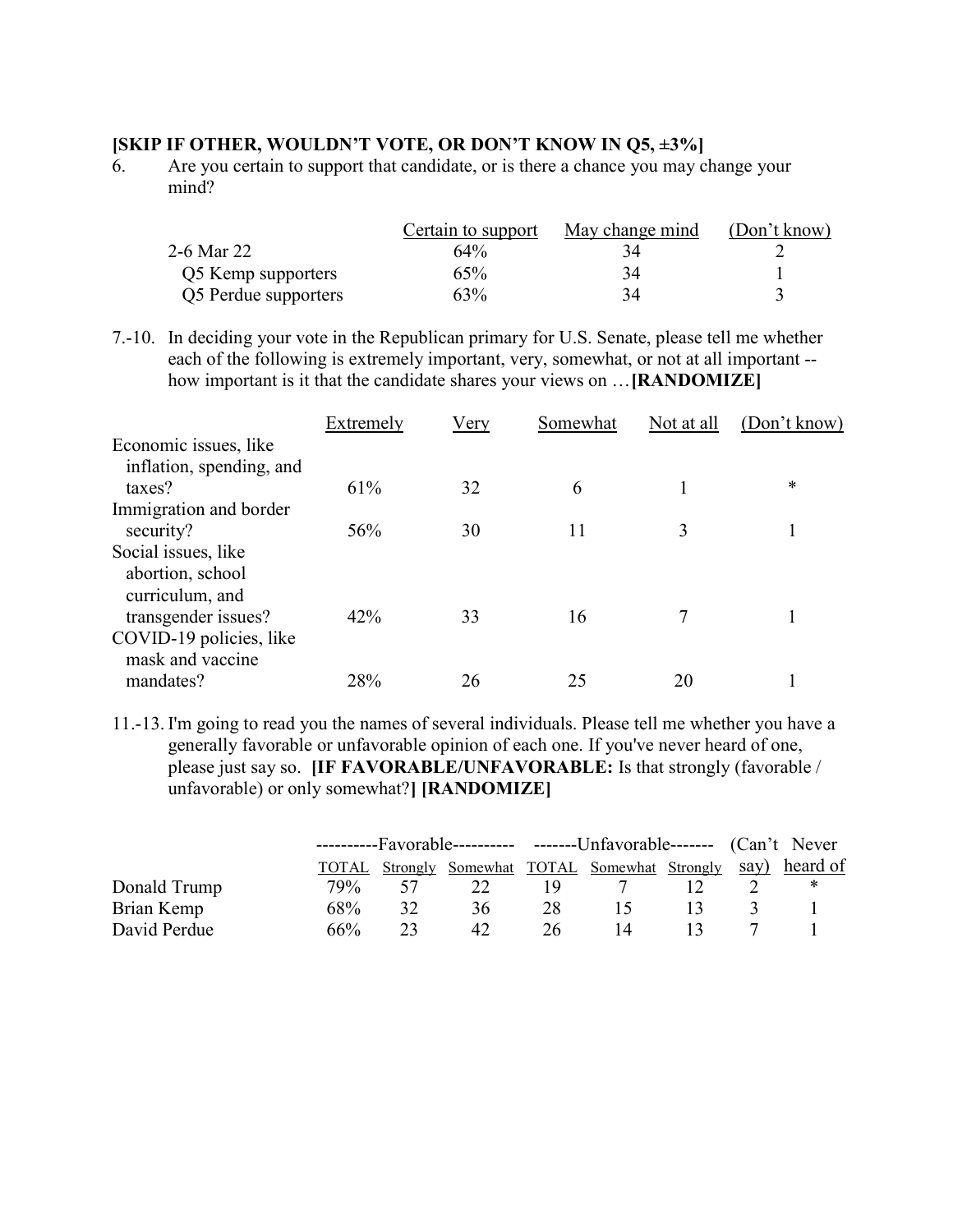**[SKIP IF OTHER, WOULDN'T VOTE, OR DON'T KNOW IN Q5, ±3%]**

6. Are you certain to support that candidate, or is there a chance you may change your mind?

| | Certain to support | May change mind | (Don't know) |
|---|---|---|---|
| 2-6 Mar 22 | 64% | 34 | 2 |
| Q5 Kemp supporters | 65% | 34 | 1 |
| Q5 Perdue supporters | 63% | 34 | 3 |

7.-10. In deciding your vote in the Republican primary for U.S. Senate, please tell me whether each of the following is extremely important, very, somewhat, or not at all important -- how important is it that the candidate shares your views on … **[RANDOMIZE]**

| | Extremely | Very | Somewhat | Not at all | (Don't know) |
|---|---|---|---|---|---|
| Economic issues, like inflation, spending, and taxes? | 61% | 32 | 6 | 1 | * |
| Immigration and border security? | 56% | 30 | 11 | 3 | 1 |
| Social issues, like abortion, school curriculum, and transgender issues? | 42% | 33 | 16 | 7 | 1 |
| COVID-19 policies, like mask and vaccine mandates? | 28% | 26 | 25 | 20 | 1 |

11.-13. I'm going to read you the names of several individuals. Please tell me whether you have a generally favorable or unfavorable opinion of each one. If you've never heard of one, please just say so. **[IF FAVORABLE/UNFAVORABLE:** Is that strongly (favorable / unfavorable) or only somewhat?**] [RANDOMIZE]**

| | Favorable | | | Unfavorable | | | (Can't say) | Never heard of |
|---|---|---|---|---|---|---|---|---|
| | TOTAL | Strongly | Somewhat | TOTAL | Somewhat | Strongly | | |
| Donald Trump | 79% | 57 | 22 | 19 | 7 | 12 | 2 | * |
| Brian Kemp | 68% | 32 | 36 | 28 | 15 | 13 | 3 | 1 |
| David Perdue | 66% | 23 | 42 | 26 | 14 | 13 | 7 | 1 |